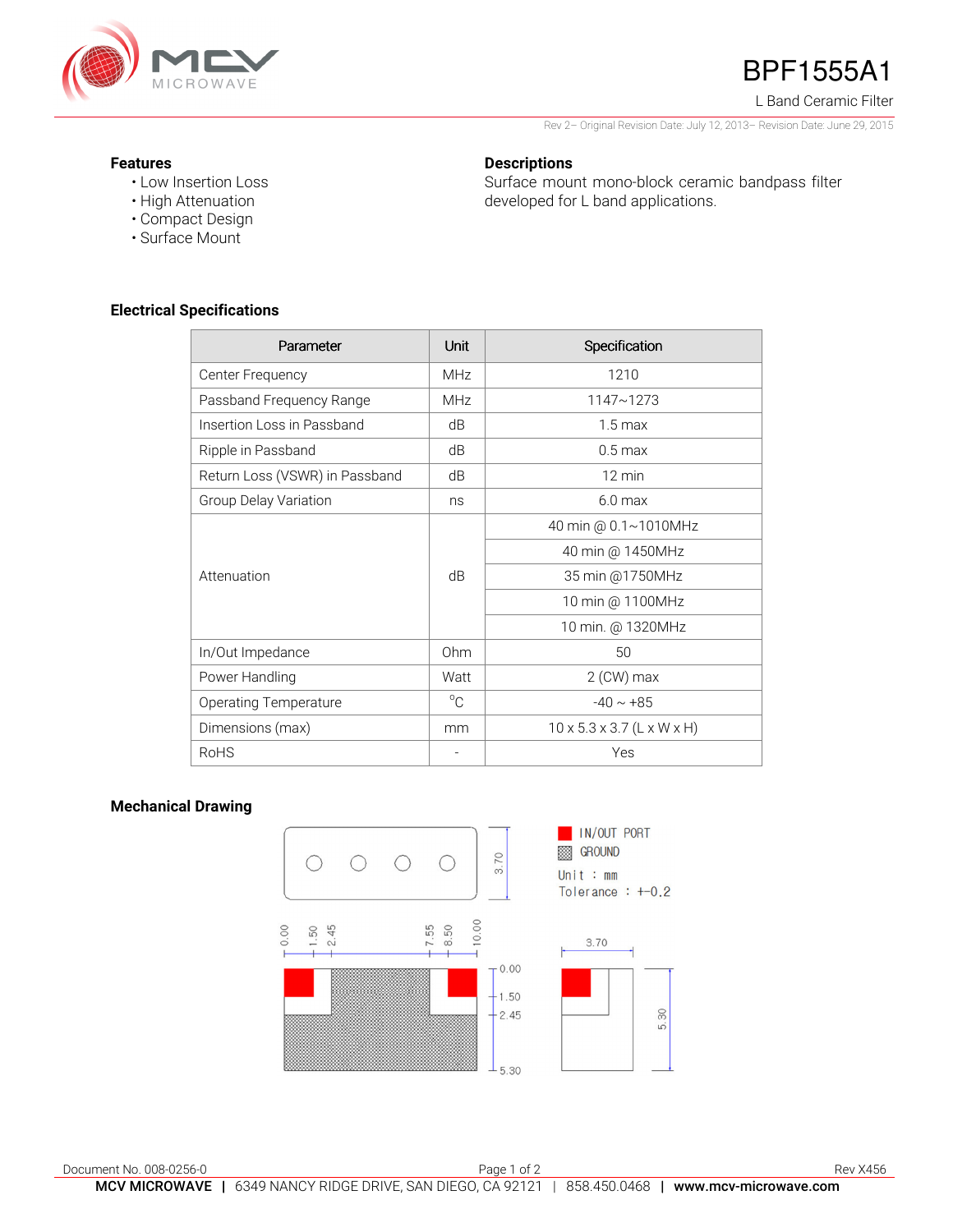# BPF1555A1

L Band Ceramic Filter

Rev 2– Original Revision Date: July 12, 2013– Revision Date: June 29, 2015

## Features

- Low Insertion Loss
- High Attenuation
- Compact Design
- Surface Mount

## Descriptions

Surface mount mono-block ceramic bandpass filter developed for L band applications.

## Electrical Specifications

| Parameter | Unit | Specification |
|---|---|---|
| Center Frequency | MHz | 1210 |
| Passband Frequency Range | MHz | 1147~1273 |
| Insertion Loss in Passband | dB | 1.5 max |
| Ripple in Passband | dB | 0.5 max |
| Return Loss (VSWR) in Passband | dB | 12 min |
| Group Delay Variation | ns | 6.0 max |
| Attenuation | dB | 40 min @ 0.1~1010MHz |
| | | 40 min @ 1450MHz |
| | | 35 min @1750MHz |
| | | 10 min @ 1100MHz |
| | | 10 min. @ 1320MHz |
| In/Out Impedance | Ohm | 50 |
| Power Handling | Watt | 2 (CW) max |
| Operating Temperature | $^{o}$C | -40 ~ +85 |
| Dimensions (max) | mm | 10 x 5.3 x 3.7 (L x W x H) |
| RoHS | - | Yes |

## Mechanical Drawing

IN/OUT PORT
GROUND
Unit : mm
Tolerance : +-0.2

Document No. 008-0256-0
Rev X456

**MCV MICROWAVE** | 6349 NANCY RIDGE DRIVE, SAN DIEGO, CA 92121 | 858.450.0468 | **www.mcv-microwave.com**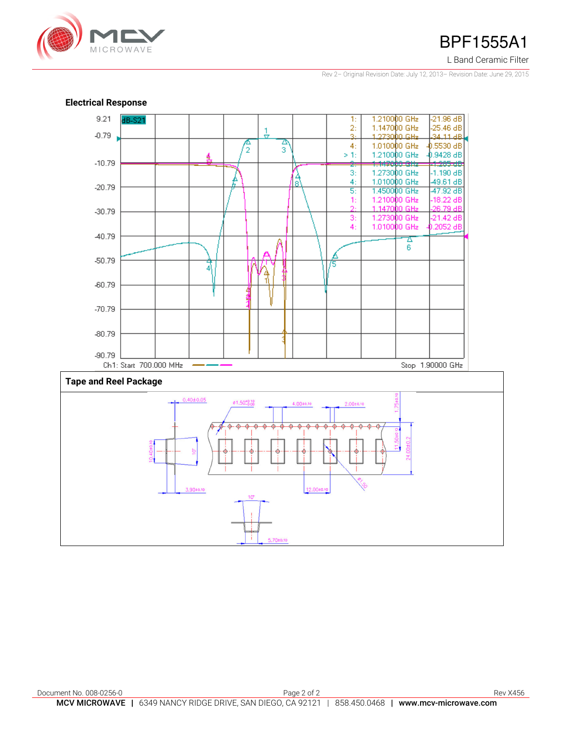## Electrical Response

dB-S21

9.21
-0.79
-10.79
-20.79
-30.79
-40.79
-50.79
-60.79
-70.79
-80.79
-90.79

1: 1.210000 GHz -21.96 dB
2: 1.147000 GHz -25.46 dB
3: 1.273000 GHz -34.11 dB
4: 1.010000 GHz -0.5530 dB
> 1: 1.210000 GHz -0.9428 dB
2: 1.147000 GHz -1.205 dB
3: 1.273000 GHz -1.190 dB
4: 1.010000 GHz -49.61 dB
5: 1.450000 GHz -47.92 dB
1: 1.210000 GHz -18.22 dB
2: 1.147000 GHz -26.79 dB
3: 1.273000 GHz -21.42 dB
4: 1.010000 GHz -0.2052 dB

Ch1: Start 700.000 MHz
Stop 1.90000 GHz

## Tape and Reel Package

0.40±0.05
ø1.50 +0.10 / -0.00
4.00±0.10
2.00±0.10
1.75±0.10
10.40±0.10
10°
11.50±0.10
24.00±0.2
3.90±0.10
12.00±0.10
ø1.50
10°
5.70±0.10